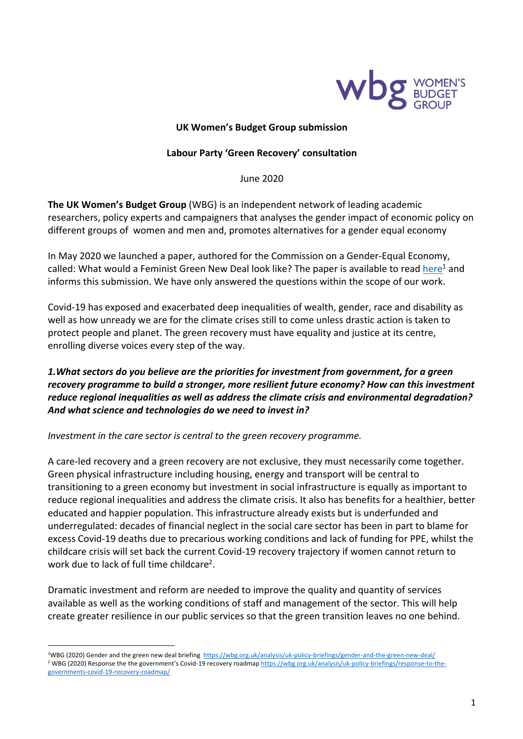**UK Women's Budget Group submission**

**Labour Party 'Green Recovery' consultation**

June 2020

**The UK Women's Budget Group** (WBG) is an independent network of leading academic researchers, policy experts and campaigners that analyses the gender impact of economic policy on different groups of women and men and, promotes alternatives for a gender equal economy

In May 2020 we launched a paper, authored for the Commission on a Gender-Equal Economy, called: What would a Feminist Green New Deal look like? The paper is available to read here[1] and informs this submission. We have only answered the questions within the scope of our work.

Covid-19 has exposed and exacerbated deep inequalities of wealth, gender, race and disability as well as how unready we are for the climate crises still to come unless drastic action is taken to protect people and planet. The green recovery must have equality and justice at its centre, enrolling diverse voices every step of the way.

***1.What sectors do you believe are the priorities for investment from government, for a green recovery programme to build a stronger, more resilient future economy? How can this investment reduce regional inequalities as well as address the climate crisis and environmental degradation? And what science and technologies do we need to invest in?***

*Investment in the care sector is central to the green recovery programme.*

A care-led recovery and a green recovery are not exclusive, they must necessarily come together. Green physical infrastructure including housing, energy and transport will be central to transitioning to a green economy but investment in social infrastructure is equally as important to reduce regional inequalities and address the climate crisis. It also has benefits for a healthier, better educated and happier population. This infrastructure already exists but is underfunded and underregulated: decades of financial neglect in the social care sector has been in part to blame for excess Covid-19 deaths due to precarious working conditions and lack of funding for PPE, whilst the childcare crisis will set back the current Covid-19 recovery trajectory if women cannot return to work due to lack of full time childcare[2].

Dramatic investment and reform are needed to improve the quality and quantity of services available as well as the working conditions of staff and management of the sector. This will help create greater resilience in our public services so that the green transition leaves no one behind.

[1] WBG (2020) Gender and the green new deal briefing https://wbg.org.uk/analysis/uk-policy-briefings/gender-and-the-green-new-deal/

[2] WBG (2020) Response the the government's Covid-19 recovery roadmap https://wbg.org.uk/analysis/uk-policy-briefings/response-to-the-governments-covid-19-recovery-roadmap/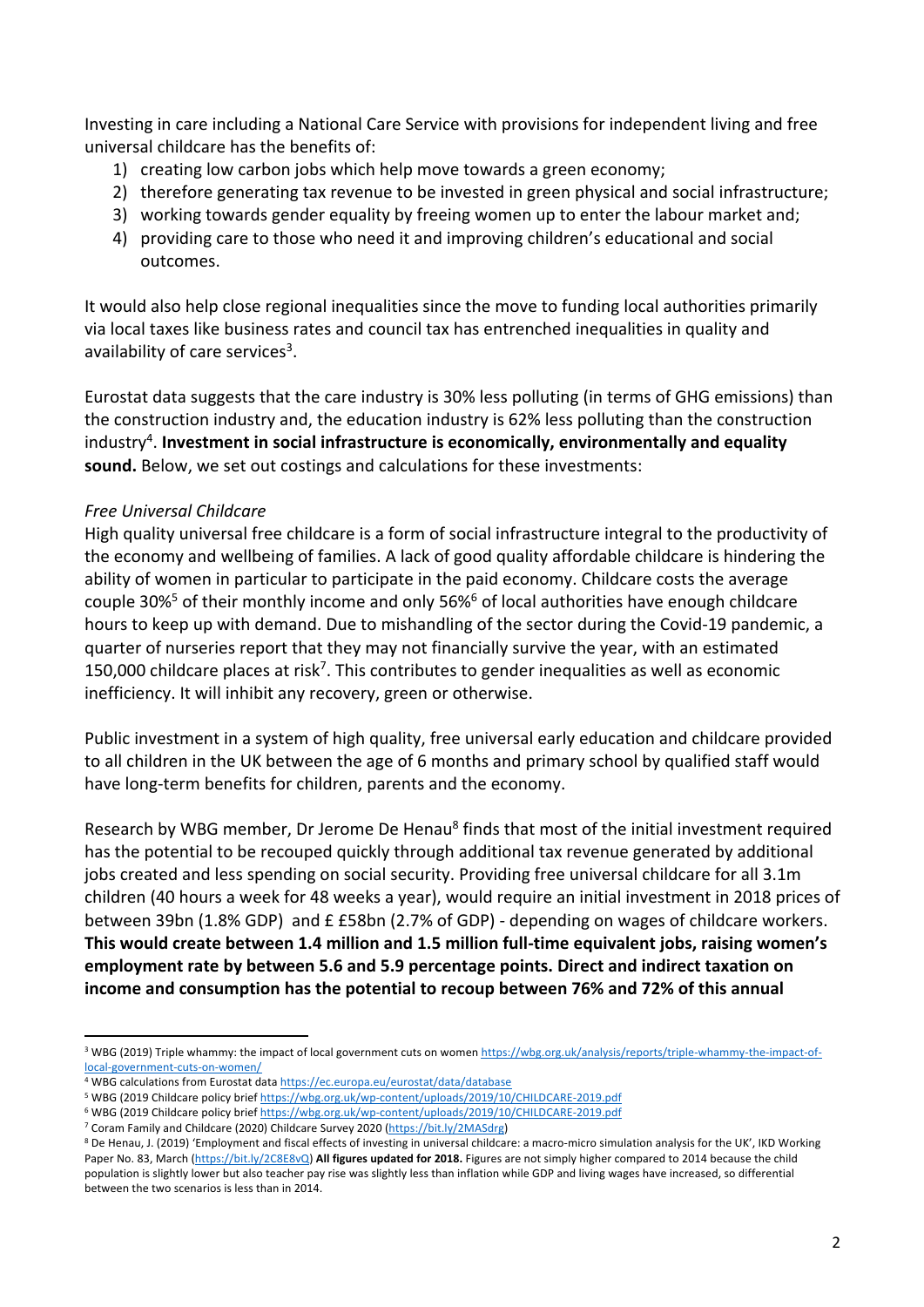Investing in care including a National Care Service with provisions for independent living and free universal childcare has the benefits of:

1) creating low carbon jobs which help move towards a green economy;
2) therefore generating tax revenue to be invested in green physical and social infrastructure;
3) working towards gender equality by freeing women up to enter the labour market and;
4) providing care to those who need it and improving children's educational and social outcomes.

It would also help close regional inequalities since the move to funding local authorities primarily via local taxes like business rates and council tax has entrenched inequalities in quality and availability of care services[3].

Eurostat data suggests that the care industry is 30% less polluting (in terms of GHG emissions) than the construction industry and, the education industry is 62% less polluting than the construction industry[4]. **Investment in social infrastructure is economically, environmentally and equality sound.** Below, we set out costings and calculations for these investments:

*Free Universal Childcare*

High quality universal free childcare is a form of social infrastructure integral to the productivity of the economy and wellbeing of families. A lack of good quality affordable childcare is hindering the ability of women in particular to participate in the paid economy. Childcare costs the average couple 30%[5] of their monthly income and only 56%[6] of local authorities have enough childcare hours to keep up with demand. Due to mishandling of the sector during the Covid-19 pandemic, a quarter of nurseries report that they may not financially survive the year, with an estimated 150,000 childcare places at risk[7]. This contributes to gender inequalities as well as economic inefficiency. It will inhibit any recovery, green or otherwise.

Public investment in a system of high quality, free universal early education and childcare provided to all children in the UK between the age of 6 months and primary school by qualified staff would have long-term benefits for children, parents and the economy.

Research by WBG member, Dr Jerome De Henau[8] finds that most of the initial investment required has the potential to be recouped quickly through additional tax revenue generated by additional jobs created and less spending on social security. Providing free universal childcare for all 3.1m children (40 hours a week for 48 weeks a year), would require an initial investment in 2018 prices of between 39bn (1.8% GDP) and £ £58bn (2.7% of GDP) - depending on wages of childcare workers. **This would create between 1.4 million and 1.5 million full-time equivalent jobs, raising women's employment rate by between 5.6 and 5.9 percentage points. Direct and indirect taxation on income and consumption has the potential to recoup between 76% and 72% of this annual**

---

[3] WBG (2019) Triple whammy: the impact of local government cuts on women https://wbg.org.uk/analysis/reports/triple-whammy-the-impact-of-local-government-cuts-on-women/

[4] WBG calculations from Eurostat data https://ec.europa.eu/eurostat/data/database

[5] WBG (2019 Childcare policy brief https://wbg.org.uk/wp-content/uploads/2019/10/CHILDCARE-2019.pdf

[6] WBG (2019 Childcare policy brief https://wbg.org.uk/wp-content/uploads/2019/10/CHILDCARE-2019.pdf

[7] Coram Family and Childcare (2020) Childcare Survey 2020 (https://bit.ly/2MASdrg)

[8] De Henau, J. (2019) 'Employment and fiscal effects of investing in universal childcare: a macro-micro simulation analysis for the UK', IKD Working Paper No. 83, March (https://bit.ly/2C8E8vQ) **All figures updated for 2018.** Figures are not simply higher compared to 2014 because the child population is slightly lower but also teacher pay rise was slightly less than inflation while GDP and living wages have increased, so differential between the two scenarios is less than in 2014.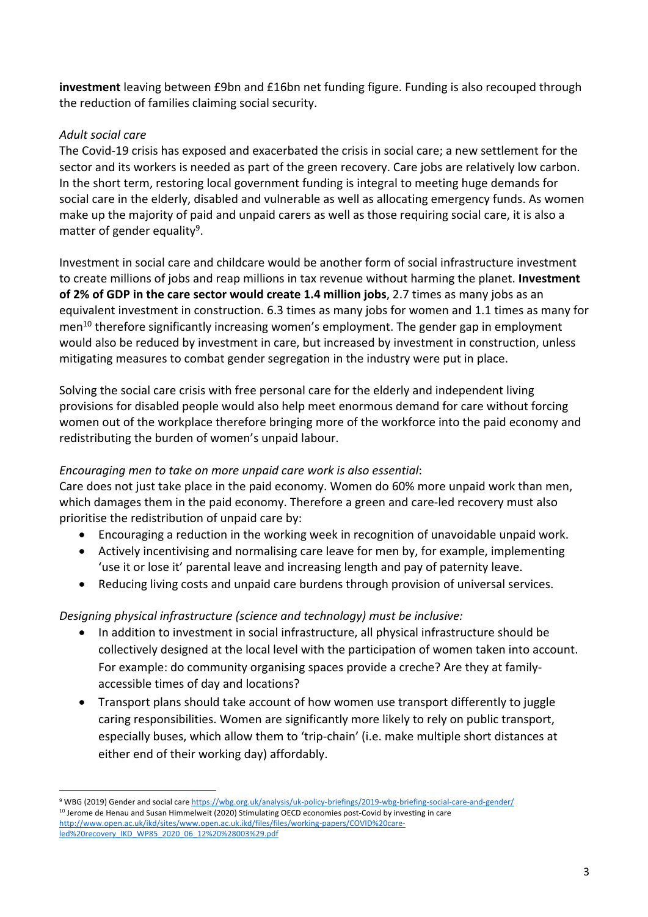**investment** leaving between £9bn and £16bn net funding figure. Funding is also recouped through the reduction of families claiming social security.

*Adult social care*

The Covid-19 crisis has exposed and exacerbated the crisis in social care; a new settlement for the sector and its workers is needed as part of the green recovery. Care jobs are relatively low carbon. In the short term, restoring local government funding is integral to meeting huge demands for social care in the elderly, disabled and vulnerable as well as allocating emergency funds. As women make up the majority of paid and unpaid carers as well as those requiring social care, it is also a matter of gender equality[9].

Investment in social care and childcare would be another form of social infrastructure investment to create millions of jobs and reap millions in tax revenue without harming the planet. **Investment of 2% of GDP in the care sector would create 1.4 million jobs**, 2.7 times as many jobs as an equivalent investment in construction. 6.3 times as many jobs for women and 1.1 times as many for men[10] therefore significantly increasing women's employment. The gender gap in employment would also be reduced by investment in care, but increased by investment in construction, unless mitigating measures to combat gender segregation in the industry were put in place.

Solving the social care crisis with free personal care for the elderly and independent living provisions for disabled people would also help meet enormous demand for care without forcing women out of the workplace therefore bringing more of the workforce into the paid economy and redistributing the burden of women's unpaid labour.

*Encouraging men to take on more unpaid care work is also essential*:

Care does not just take place in the paid economy. Women do 60% more unpaid work than men, which damages them in the paid economy. Therefore a green and care-led recovery must also prioritise the redistribution of unpaid care by:

- Encouraging a reduction in the working week in recognition of unavoidable unpaid work.
- Actively incentivising and normalising care leave for men by, for example, implementing 'use it or lose it' parental leave and increasing length and pay of paternity leave.
- Reducing living costs and unpaid care burdens through provision of universal services.

*Designing physical infrastructure (science and technology) must be inclusive:*

- In addition to investment in social infrastructure, all physical infrastructure should be collectively designed at the local level with the participation of women taken into account. For example: do community organising spaces provide a creche? Are they at family-accessible times of day and locations?
- Transport plans should take account of how women use transport differently to juggle caring responsibilities. Women are significantly more likely to rely on public transport, especially buses, which allow them to 'trip-chain' (i.e. make multiple short distances at either end of their working day) affordably.

---

[9] WBG (2019) Gender and social care https://wbg.org.uk/analysis/uk-policy-briefings/2019-wbg-briefing-social-care-and-gender/

[10] Jerome de Henau and Susan Himmelweit (2020) Stimulating OECD economies post-Covid by investing in care http://www.open.ac.uk/ikd/sites/www.open.ac.uk.ikd/files/files/working-papers/COVID%20care-led%20recovery_IKD_WP85_2020_06_12%20%28003%29.pdf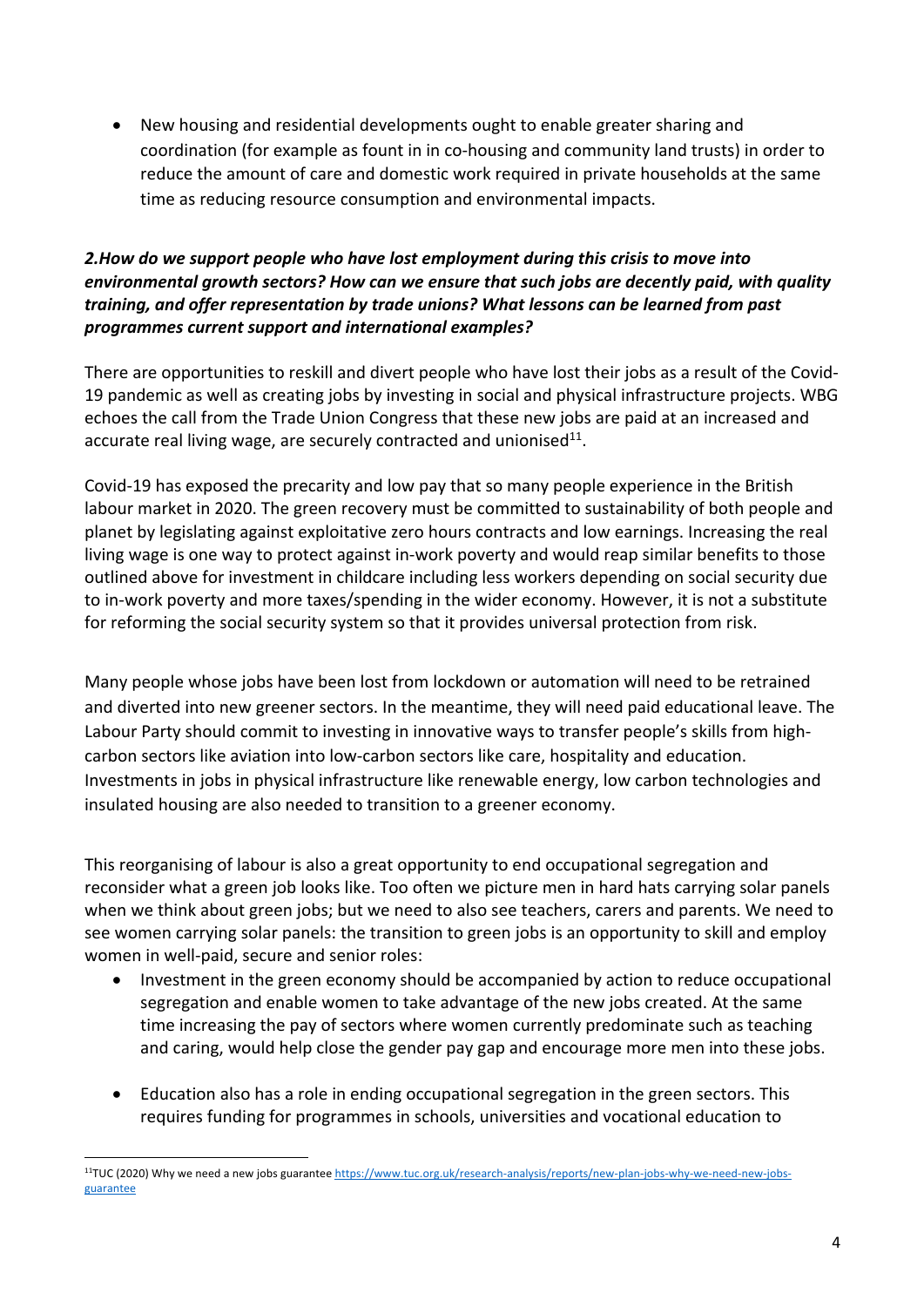- New housing and residential developments ought to enable greater sharing and coordination (for example as fount in in co-housing and community land trusts) in order to reduce the amount of care and domestic work required in private households at the same time as reducing resource consumption and environmental impacts.

***2.How do we support people who have lost employment during this crisis to move into environmental growth sectors? How can we ensure that such jobs are decently paid, with quality training, and offer representation by trade unions? What lessons can be learned from past programmes current support and international examples?***

There are opportunities to reskill and divert people who have lost their jobs as a result of the Covid-19 pandemic as well as creating jobs by investing in social and physical infrastructure projects. WBG echoes the call from the Trade Union Congress that these new jobs are paid at an increased and accurate real living wage, are securely contracted and unionised[11].

Covid-19 has exposed the precarity and low pay that so many people experience in the British labour market in 2020. The green recovery must be committed to sustainability of both people and planet by legislating against exploitative zero hours contracts and low earnings. Increasing the real living wage is one way to protect against in-work poverty and would reap similar benefits to those outlined above for investment in childcare including less workers depending on social security due to in-work poverty and more taxes/spending in the wider economy. However, it is not a substitute for reforming the social security system so that it provides universal protection from risk.

Many people whose jobs have been lost from lockdown or automation will need to be retrained and diverted into new greener sectors. In the meantime, they will need paid educational leave. The Labour Party should commit to investing in innovative ways to transfer people's skills from high-carbon sectors like aviation into low-carbon sectors like care, hospitality and education. Investments in jobs in physical infrastructure like renewable energy, low carbon technologies and insulated housing are also needed to transition to a greener economy.

This reorganising of labour is also a great opportunity to end occupational segregation and reconsider what a green job looks like. Too often we picture men in hard hats carrying solar panels when we think about green jobs; but we need to also see teachers, carers and parents. We need to see women carrying solar panels: the transition to green jobs is an opportunity to skill and employ women in well-paid, secure and senior roles:

- Investment in the green economy should be accompanied by action to reduce occupational segregation and enable women to take advantage of the new jobs created. At the same time increasing the pay of sectors where women currently predominate such as teaching and caring, would help close the gender pay gap and encourage more men into these jobs.

- Education also has a role in ending occupational segregation in the green sectors. This requires funding for programmes in schools, universities and vocational education to

[11] TUC (2020) Why we need a new jobs guarantee https://www.tuc.org.uk/research-analysis/reports/new-plan-jobs-why-we-need-new-jobs-guarantee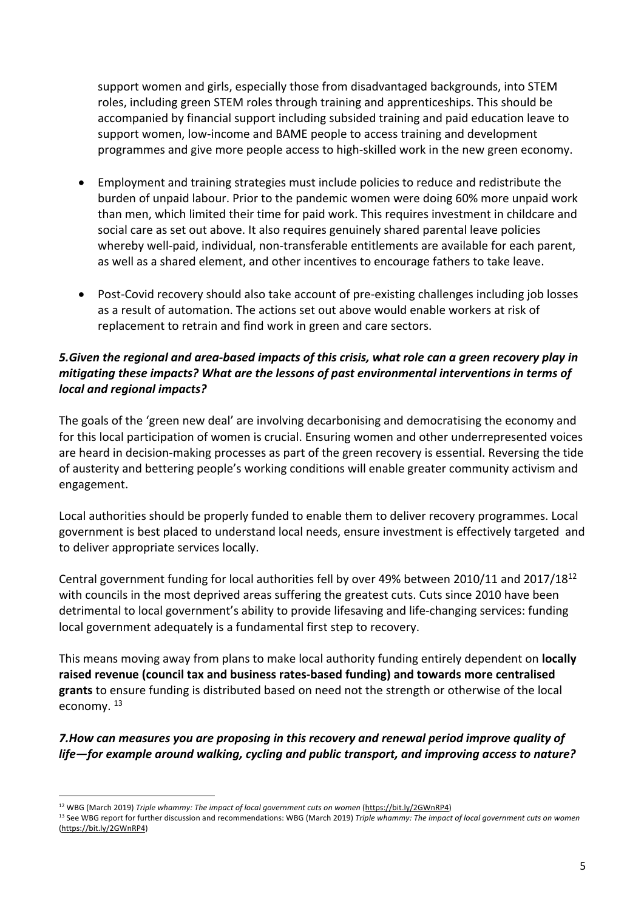support women and girls, especially those from disadvantaged backgrounds, into STEM roles, including green STEM roles through training and apprenticeships. This should be accompanied by financial support including subsided training and paid education leave to support women, low-income and BAME people to access training and development programmes and give more people access to high-skilled work in the new green economy.

- Employment and training strategies must include policies to reduce and redistribute the burden of unpaid labour. Prior to the pandemic women were doing 60% more unpaid work than men, which limited their time for paid work. This requires investment in childcare and social care as set out above. It also requires genuinely shared parental leave policies whereby well-paid, individual, non-transferable entitlements are available for each parent, as well as a shared element, and other incentives to encourage fathers to take leave.

- Post-Covid recovery should also take account of pre-existing challenges including job losses as a result of automation. The actions set out above would enable workers at risk of replacement to retrain and find work in green and care sectors.

***5.Given the regional and area-based impacts of this crisis, what role can a green recovery play in mitigating these impacts? What are the lessons of past environmental interventions in terms of local and regional impacts?***

The goals of the 'green new deal' are involving decarbonising and democratising the economy and for this local participation of women is crucial. Ensuring women and other underrepresented voices are heard in decision-making processes as part of the green recovery is essential. Reversing the tide of austerity and bettering people's working conditions will enable greater community activism and engagement.

Local authorities should be properly funded to enable them to deliver recovery programmes. Local government is best placed to understand local needs, ensure investment is effectively targeted and to deliver appropriate services locally.

Central government funding for local authorities fell by over 49% between 2010/11 and 2017/18[12] with councils in the most deprived areas suffering the greatest cuts. Cuts since 2010 have been detrimental to local government's ability to provide lifesaving and life-changing services: funding local government adequately is a fundamental first step to recovery.

This means moving away from plans to make local authority funding entirely dependent on **locally raised revenue (council tax and business rates-based funding) and towards more centralised grants** to ensure funding is distributed based on need not the strength or otherwise of the local economy. [13]

***7.How can measures you are proposing in this recovery and renewal period improve quality of life—for example around walking, cycling and public transport, and improving access to nature?***

---

[12] WBG (March 2019) *Triple whammy: The impact of local government cuts on women* (https://bit.ly/2GWnRP4)

[13] See WBG report for further discussion and recommendations: WBG (March 2019) *Triple whammy: The impact of local government cuts on women* (https://bit.ly/2GWnRP4)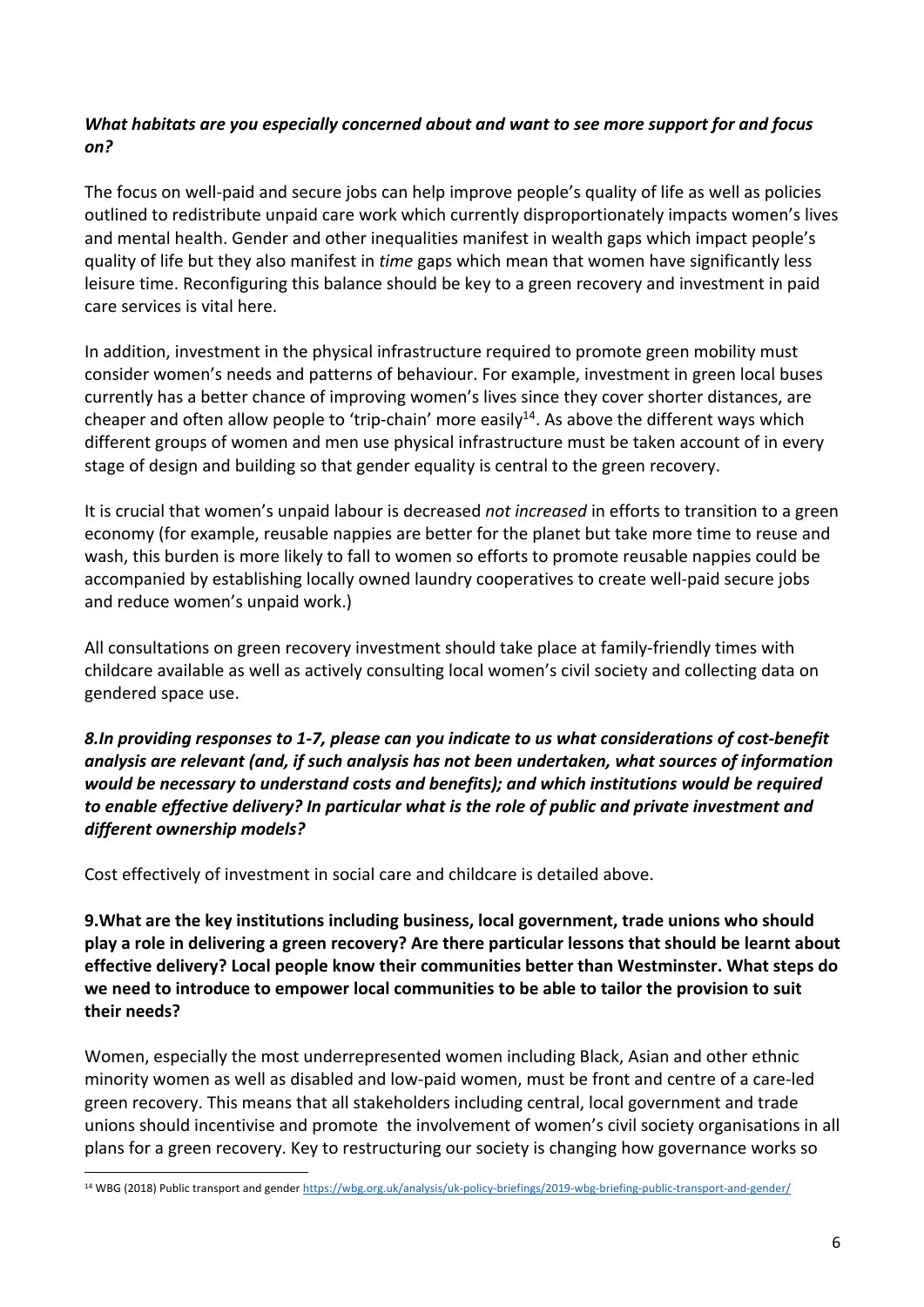***What habitats are you especially concerned about and want to see more support for and focus on?***

The focus on well-paid and secure jobs can help improve people's quality of life as well as policies outlined to redistribute unpaid care work which currently disproportionately impacts women's lives and mental health. Gender and other inequalities manifest in wealth gaps which impact people's quality of life but they also manifest in *time* gaps which mean that women have significantly less leisure time. Reconfiguring this balance should be key to a green recovery and investment in paid care services is vital here.

In addition, investment in the physical infrastructure required to promote green mobility must consider women's needs and patterns of behaviour. For example, investment in green local buses currently has a better chance of improving women's lives since they cover shorter distances, are cheaper and often allow people to 'trip-chain' more easily[14]. As above the different ways which different groups of women and men use physical infrastructure must be taken account of in every stage of design and building so that gender equality is central to the green recovery.

It is crucial that women's unpaid labour is decreased *not increased* in efforts to transition to a green economy (for example, reusable nappies are better for the planet but take more time to reuse and wash, this burden is more likely to fall to women so efforts to promote reusable nappies could be accompanied by establishing locally owned laundry cooperatives to create well-paid secure jobs and reduce women's unpaid work.)

All consultations on green recovery investment should take place at family-friendly times with childcare available as well as actively consulting local women's civil society and collecting data on gendered space use.

***8.In providing responses to 1-7, please can you indicate to us what considerations of cost-benefit analysis are relevant (and, if such analysis has not been undertaken, what sources of information would be necessary to understand costs and benefits); and which institutions would be required to enable effective delivery? In particular what is the role of public and private investment and different ownership models?***

Cost effectively of investment in social care and childcare is detailed above.

**9.What are the key institutions including business, local government, trade unions who should play a role in delivering a green recovery? Are there particular lessons that should be learnt about effective delivery? Local people know their communities better than Westminster. What steps do we need to introduce to empower local communities to be able to tailor the provision to suit their needs?**

Women, especially the most underrepresented women including Black, Asian and other ethnic minority women as well as disabled and low-paid women, must be front and centre of a care-led green recovery. This means that all stakeholders including central, local government and trade unions should incentivise and promote the involvement of women's civil society organisations in all plans for a green recovery. Key to restructuring our society is changing how governance works so

[14] WBG (2018) Public transport and gender https://wbg.org.uk/analysis/uk-policy-briefings/2019-wbg-briefing-public-transport-and-gender/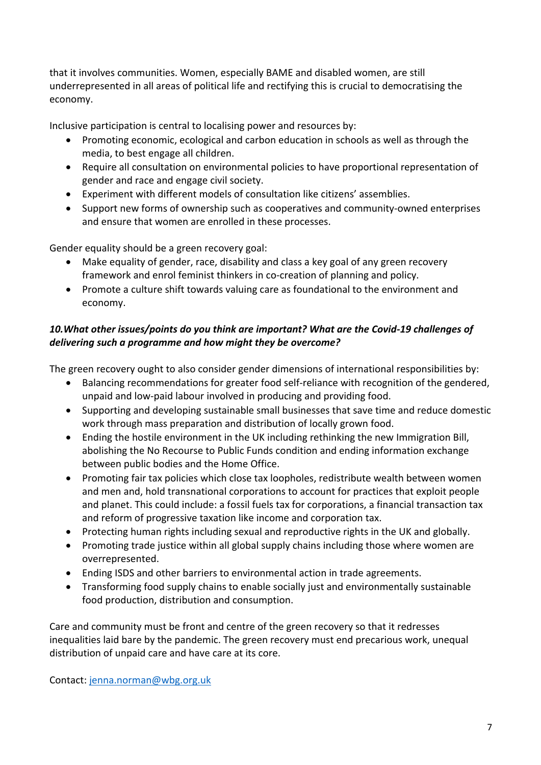that it involves communities. Women, especially BAME and disabled women, are still underrepresented in all areas of political life and rectifying this is crucial to democratising the economy.

Inclusive participation is central to localising power and resources by:

- Promoting economic, ecological and carbon education in schools as well as through the media, to best engage all children.
- Require all consultation on environmental policies to have proportional representation of gender and race and engage civil society.
- Experiment with different models of consultation like citizens' assemblies.
- Support new forms of ownership such as cooperatives and community-owned enterprises and ensure that women are enrolled in these processes.

Gender equality should be a green recovery goal:

- Make equality of gender, race, disability and class a key goal of any green recovery framework and enrol feminist thinkers in co-creation of planning and policy.
- Promote a culture shift towards valuing care as foundational to the environment and economy.

***10.What other issues/points do you think are important? What are the Covid-19 challenges of delivering such a programme and how might they be overcome?***

The green recovery ought to also consider gender dimensions of international responsibilities by:

- Balancing recommendations for greater food self-reliance with recognition of the gendered, unpaid and low-paid labour involved in producing and providing food.
- Supporting and developing sustainable small businesses that save time and reduce domestic work through mass preparation and distribution of locally grown food.
- Ending the hostile environment in the UK including rethinking the new Immigration Bill, abolishing the No Recourse to Public Funds condition and ending information exchange between public bodies and the Home Office.
- Promoting fair tax policies which close tax loopholes, redistribute wealth between women and men and, hold transnational corporations to account for practices that exploit people and planet. This could include: a fossil fuels tax for corporations, a financial transaction tax and reform of progressive taxation like income and corporation tax.
- Protecting human rights including sexual and reproductive rights in the UK and globally.
- Promoting trade justice within all global supply chains including those where women are overrepresented.
- Ending ISDS and other barriers to environmental action in trade agreements.
- Transforming food supply chains to enable socially just and environmentally sustainable food production, distribution and consumption.

Care and community must be front and centre of the green recovery so that it redresses inequalities laid bare by the pandemic. The green recovery must end precarious work, unequal distribution of unpaid care and have care at its core.

Contact: jenna.norman@wbg.org.uk